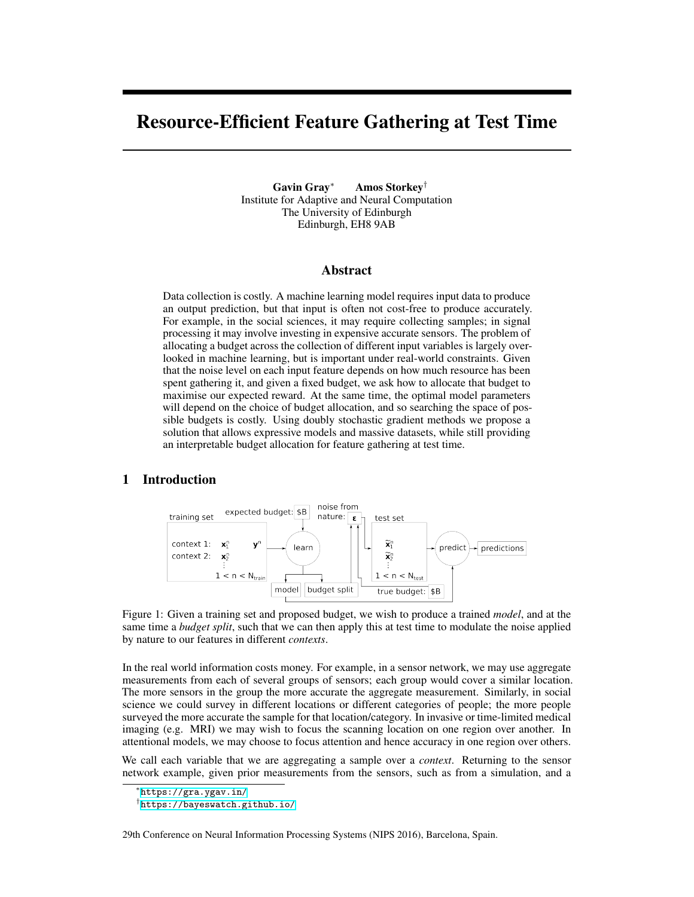# Resource-Efficient Feature Gathering at Test Time

**Gavin Gray**[*] **Amos Storkey**[†]
Institute for Adaptive and Neural Computation
The University of Edinburgh
Edinburgh, EH8 9AB

## Abstract

Data collection is costly. A machine learning model requires input data to produce an output prediction, but that input is often not cost-free to produce accurately. For example, in the social sciences, it may require collecting samples; in signal processing it may involve investing in expensive accurate sensors. The problem of allocating a budget across the collection of different input variables is largely overlooked in machine learning, but is important under real-world constraints. Given that the noise level on each input feature depends on how much resource has been spent gathering it, and given a fixed budget, we ask how to allocate that budget to maximise our expected reward. At the same time, the optimal model parameters will depend on the choice of budget allocation, and so searching the space of possible budgets is costly. Using doubly stochastic gradient methods we propose a solution that allows expressive models and massive datasets, while still providing an interpretable budget allocation for feature gathering at test time.

## 1 Introduction

Figure 1: Given a training set and proposed budget, we wish to produce a trained *model*, and at the same time a *budget split*, such that we can then apply this at test time to modulate the noise applied by nature to our features in different *contexts*.

In the real world information costs money. For example, in a sensor network, we may use aggregate measurements from each of several groups of sensors; each group would cover a similar location. The more sensors in the group the more accurate the aggregate measurement. Similarly, in social science we could survey in different locations or different categories of people; the more people surveyed the more accurate the sample for that location/category. In invasive or time-limited medical imaging (e.g. MRI) we may wish to focus the scanning location on one region over another. In attentional models, we may choose to focus attention and hence accuracy in one region over others.

We call each variable that we are aggregating a sample over a *context*. Returning to the sensor network example, given prior measurements from the sensors, such as from a simulation, and a

[*] https://gra.ygav.in/
[†] https://bayeswatch.github.io/

29th Conference on Neural Information Processing Systems (NIPS 2016), Barcelona, Spain.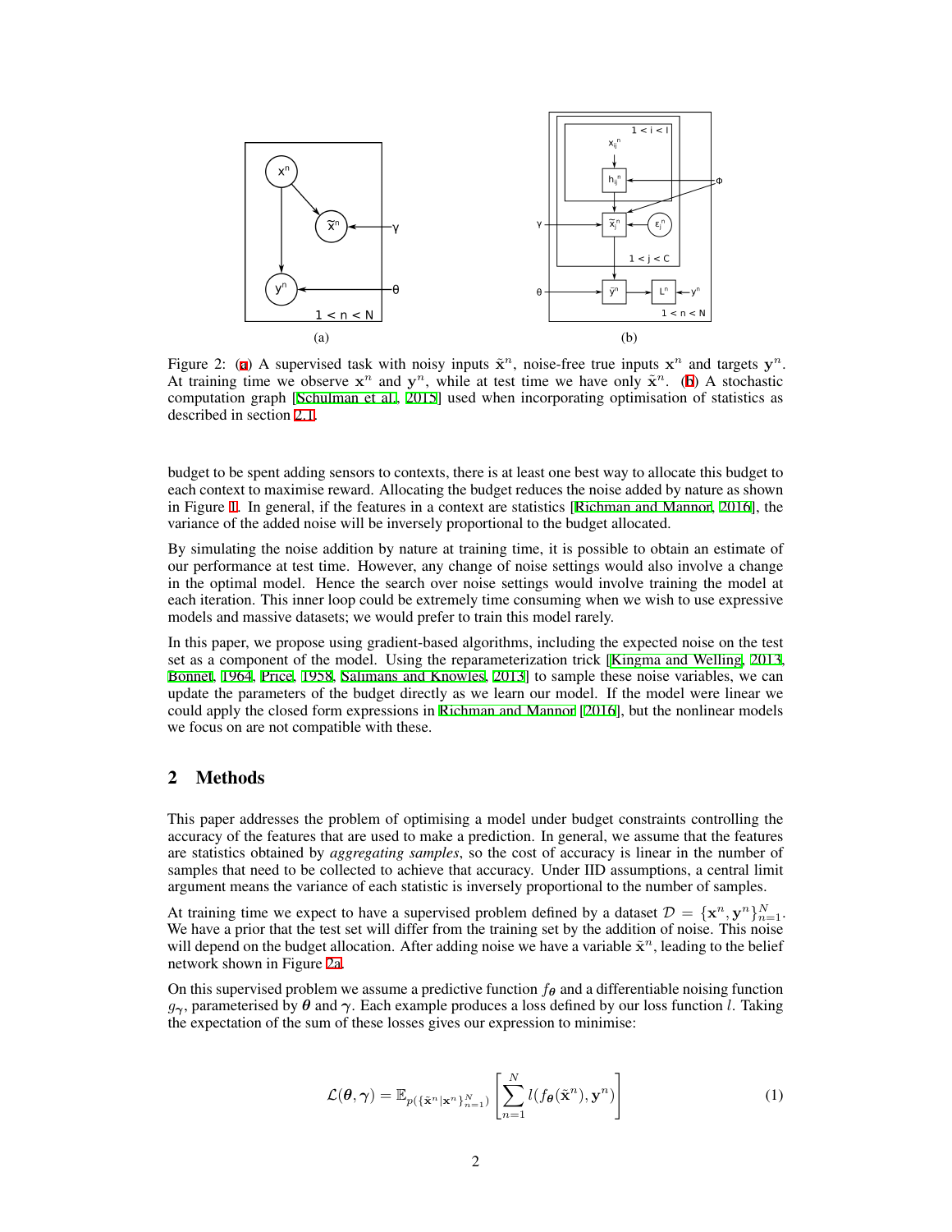Figure 2: (a) A supervised task with noisy inputs $\tilde{\mathbf{x}}^n$, noise-free true inputs $\mathbf{x}^n$ and targets $\mathbf{y}^n$. At training time we observe $\mathbf{x}^n$ and $\mathbf{y}^n$, while at test time we have only $\tilde{\mathbf{x}}^n$. (b) A stochastic computation graph [Schulman et al., 2015] used when incorporating optimisation of statistics as described in section 2.1.

budget to be spent adding sensors to contexts, there is at least one best way to allocate this budget to each context to maximise reward. Allocating the budget reduces the noise added by nature as shown in Figure 1. In general, if the features in a context are statistics [Richman and Mannor, 2016], the variance of the added noise will be inversely proportional to the budget allocated.

By simulating the noise addition by nature at training time, it is possible to obtain an estimate of our performance at test time. However, any change of noise settings would also involve a change in the optimal model. Hence the search over noise settings would involve training the model at each iteration. This inner loop could be extremely time consuming when we wish to use expressive models and massive datasets; we would prefer to train this model rarely.

In this paper, we propose using gradient-based algorithms, including the expected noise on the test set as a component of the model. Using the reparameterization trick [Kingma and Welling, 2013, Bonnet, 1964, Price, 1958, Salimans and Knowles, 2013] to sample these noise variables, we can update the parameters of the budget directly as we learn our model. If the model were linear we could apply the closed form expressions in Richman and Mannor [2016], but the nonlinear models we focus on are not compatible with these.

## 2 Methods

This paper addresses the problem of optimising a model under budget constraints controlling the accuracy of the features that are used to make a prediction. In general, we assume that the features are statistics obtained by *aggregating samples*, so the cost of accuracy is linear in the number of samples that need to be collected to achieve that accuracy. Under IID assumptions, a central limit argument means the variance of each statistic is inversely proportional to the number of samples.

At training time we expect to have a supervised problem defined by a dataset $\mathcal{D} = \{\mathbf{x}^n, \mathbf{y}^n\}_{n=1}^N$. We have a prior that the test set will differ from the training set by the addition of noise. This noise will depend on the budget allocation. After adding noise we have a variable $\tilde{\mathbf{x}}^n$, leading to the belief network shown in Figure 2a.

On this supervised problem we assume a predictive function $f_{\boldsymbol{\theta}}$ and a differentiable noising function $g_{\boldsymbol{\gamma}}$, parameterised by $\boldsymbol{\theta}$ and $\boldsymbol{\gamma}$. Each example produces a loss defined by our loss function $l$. Taking the expectation of the sum of these losses gives our expression to minimise:

$$\mathcal{L}(\boldsymbol{\theta}, \boldsymbol{\gamma}) = \mathbb{E}_{p(\{\tilde{\mathbf{x}}^n|\mathbf{x}^n\}_{n=1}^N)} \left[ \sum_{n=1}^{N} l(f_{\boldsymbol{\theta}}(\tilde{\mathbf{x}}^n), \mathbf{y}^n) \right] \tag{1}$$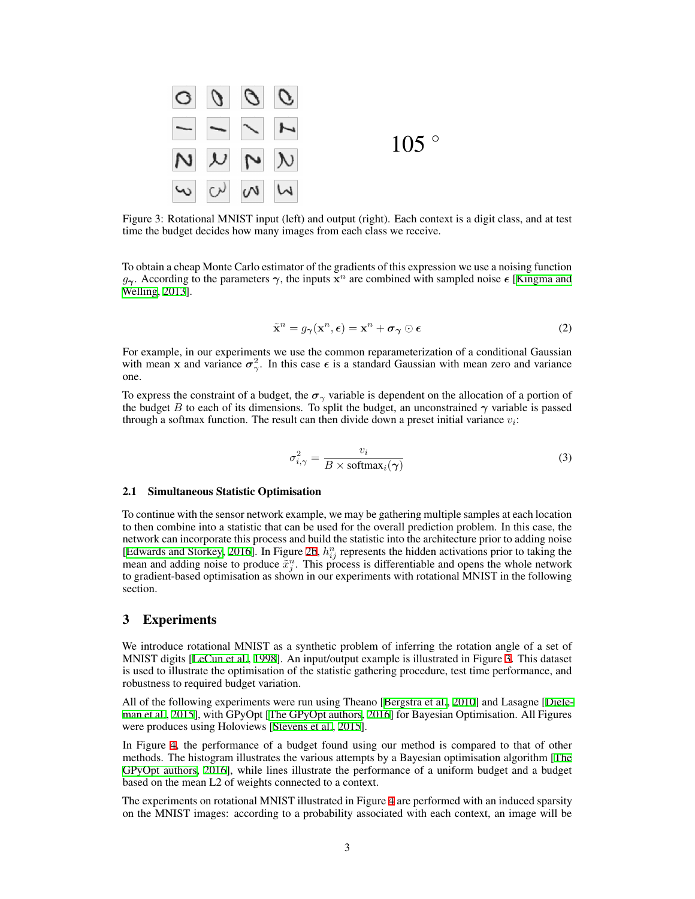105 °

Figure 3: Rotational MNIST input (left) and output (right). Each context is a digit class, and at test time the budget decides how many images from each class we receive.

To obtain a cheap Monte Carlo estimator of the gradients of this expression we use a noising function $g_{\gamma}$. According to the parameters $\gamma$, the inputs $\mathbf{x}^n$ are combined with sampled noise $\epsilon$ [Kingma and Welling, 2013].

$$\tilde{\mathbf{x}}^n = g_{\gamma}(\mathbf{x}^n, \epsilon) = \mathbf{x}^n + \sigma_{\gamma} \odot \epsilon \tag{2}$$

For example, in our experiments we use the common reparameterization of a conditional Gaussian with mean $\mathbf{x}$ and variance $\sigma^2_{\gamma}$. In this case $\epsilon$ is a standard Gaussian with mean zero and variance one.

To express the constraint of a budget, the $\sigma_{\gamma}$ variable is dependent on the allocation of a portion of the budget $B$ to each of its dimensions. To split the budget, an unconstrained $\gamma$ variable is passed through a softmax function. The result can then divide down a preset initial variance $v_i$:

$$\sigma^2_{i,\gamma} = \frac{v_i}{B \times \text{softmax}_i(\gamma)} \tag{3}$$

### 2.1 Simultaneous Statistic Optimisation

To continue with the sensor network example, we may be gathering multiple samples at each location to then combine into a statistic that can be used for the overall prediction problem. In this case, the network can incorporate this process and build the statistic into the architecture prior to adding noise [Edwards and Storkey, 2016]. In Figure 2b, $h^n_{ij}$ represents the hidden activations prior to taking the mean and adding noise to produce $\tilde{x}^n_j$. This process is differentiable and opens the whole network to gradient-based optimisation as shown in our experiments with rotational MNIST in the following section.

## 3 Experiments

We introduce rotational MNIST as a synthetic problem of inferring the rotation angle of a set of MNIST digits [LeCun et al., 1998]. An input/output example is illustrated in Figure 3. This dataset is used to illustrate the optimisation of the statistic gathering procedure, test time performance, and robustness to required budget variation.

All of the following experiments were run using Theano [Bergstra et al., 2010] and Lasagne [Dieleman et al., 2015], with GPyOpt [The GPyOpt authors, 2016] for Bayesian Optimisation. All Figures were produces using Holoviews [Stevens et al., 2015].

In Figure 4, the performance of a budget found using our method is compared to that of other methods. The histogram illustrates the various attempts by a Bayesian optimisation algorithm [The GPyOpt authors, 2016], while lines illustrate the performance of a uniform budget and a budget based on the mean L2 of weights connected to a context.

The experiments on rotational MNIST illustrated in Figure 4 are performed with an induced sparsity on the MNIST images: according to a probability associated with each context, an image will be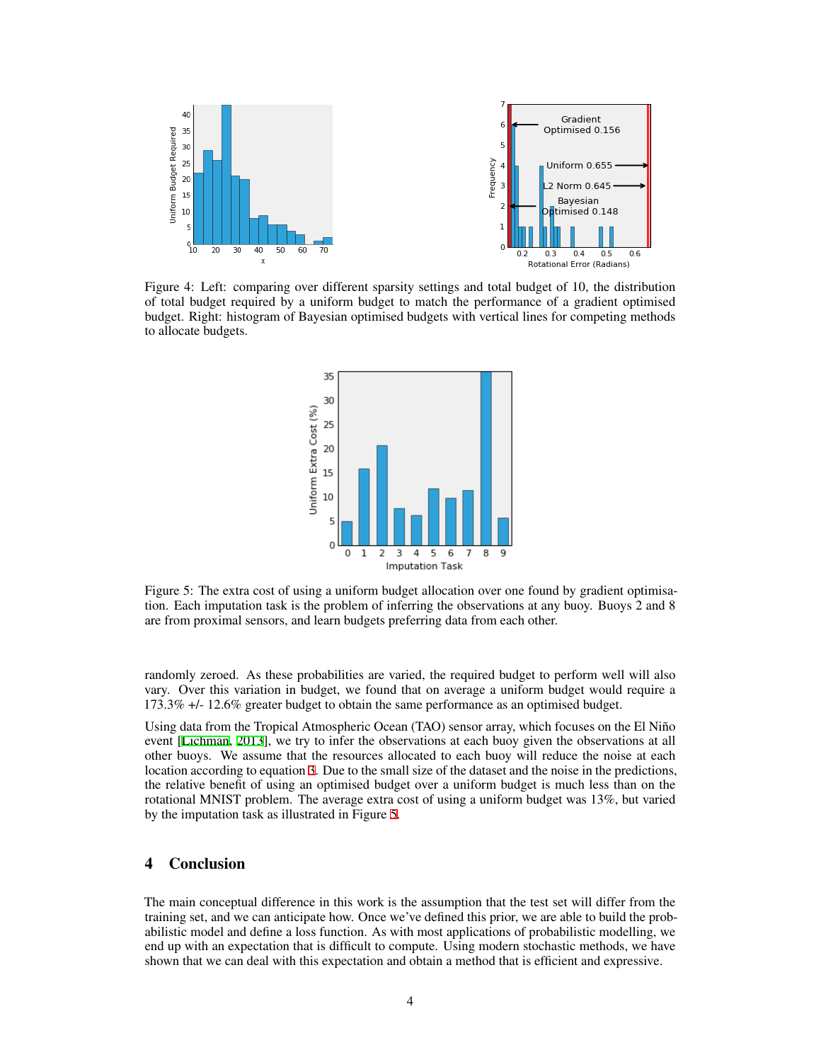Figure 4: Left: comparing over different sparsity settings and total budget of 10, the distribution of total budget required by a uniform budget to match the performance of a gradient optimised budget. Right: histogram of Bayesian optimised budgets with vertical lines for competing methods to allocate budgets.

Figure 5: The extra cost of using a uniform budget allocation over one found by gradient optimisation. Each imputation task is the problem of inferring the observations at any buoy. Buoys 2 and 8 are from proximal sensors, and learn budgets preferring data from each other.

randomly zeroed. As these probabilities are varied, the required budget to perform well will also vary. Over this variation in budget, we found that on average a uniform budget would require a 173.3% +/- 12.6% greater budget to obtain the same performance as an optimised budget.

Using data from the Tropical Atmospheric Ocean (TAO) sensor array, which focuses on the El Niño event [Lichman, 2013], we try to infer the observations at each buoy given the observations at all other buoys. We assume that the resources allocated to each buoy will reduce the noise at each location according to equation 3. Due to the small size of the dataset and the noise in the predictions, the relative benefit of using an optimised budget over a uniform budget is much less than on the rotational MNIST problem. The average extra cost of using a uniform budget was 13%, but varied by the imputation task as illustrated in Figure 5.

## 4 Conclusion

The main conceptual difference in this work is the assumption that the test set will differ from the training set, and we can anticipate how. Once we've defined this prior, we are able to build the probabilistic model and define a loss function. As with most applications of probabilistic modelling, we end up with an expectation that is difficult to compute. Using modern stochastic methods, we have shown that we can deal with this expectation and obtain a method that is efficient and expressive.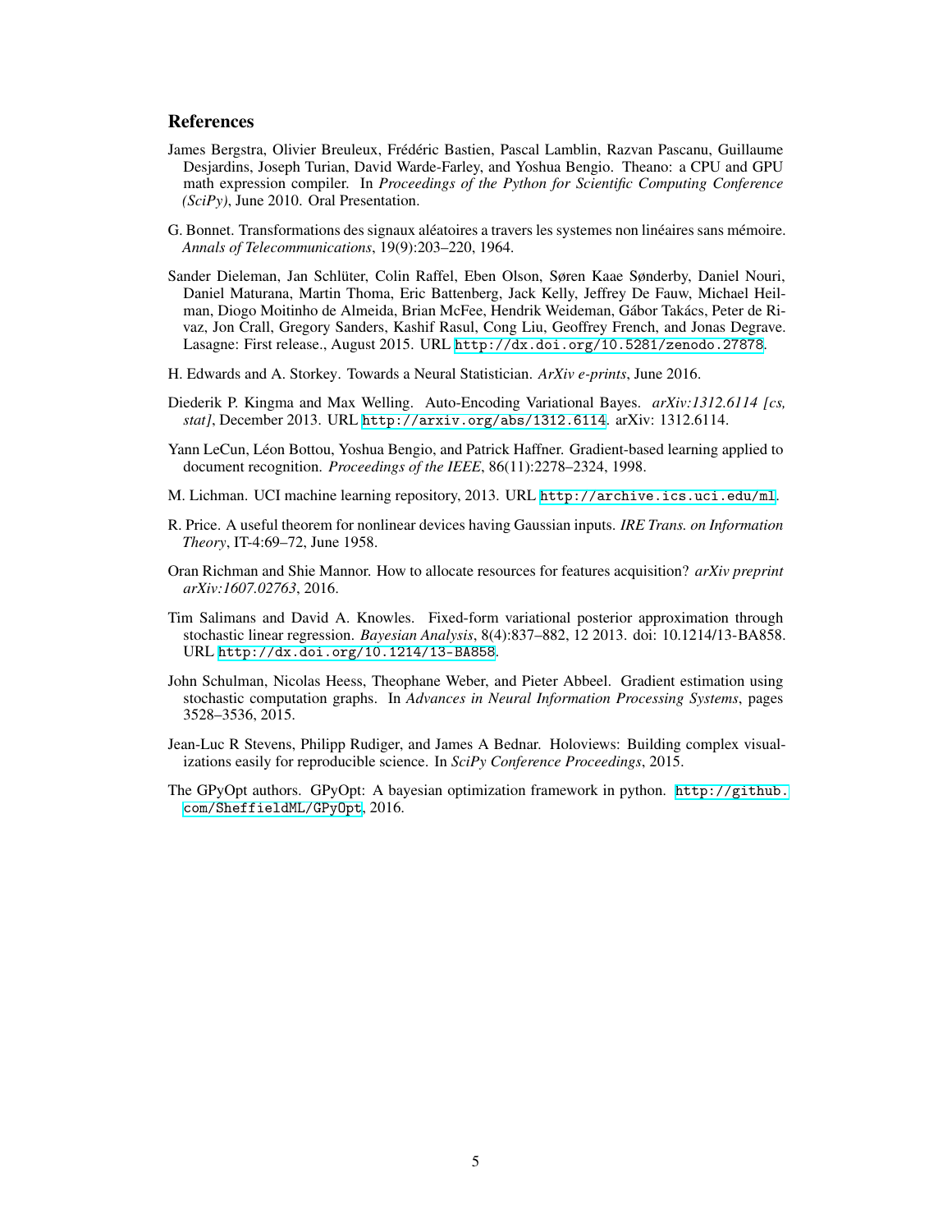## References

James Bergstra, Olivier Breuleux, Frédéric Bastien, Pascal Lamblin, Razvan Pascanu, Guillaume Desjardins, Joseph Turian, David Warde-Farley, and Yoshua Bengio. Theano: a CPU and GPU math expression compiler. In *Proceedings of the Python for Scientific Computing Conference (SciPy)*, June 2010. Oral Presentation.

G. Bonnet. Transformations des signaux aléatoires a travers les systemes non linéaires sans mémoire. *Annals of Telecommunications*, 19(9):203–220, 1964.

Sander Dieleman, Jan Schlüter, Colin Raffel, Eben Olson, Søren Kaae Sønderby, Daniel Nouri, Daniel Maturana, Martin Thoma, Eric Battenberg, Jack Kelly, Jeffrey De Fauw, Michael Heilman, Diogo Moitinho de Almeida, Brian McFee, Hendrik Weideman, Gábor Takács, Peter de Rivaz, Jon Crall, Gregory Sanders, Kashif Rasul, Cong Liu, Geoffrey French, and Jonas Degrave. Lasagne: First release., August 2015. URL http://dx.doi.org/10.5281/zenodo.27878.

H. Edwards and A. Storkey. Towards a Neural Statistician. *ArXiv e-prints*, June 2016.

Diederik P. Kingma and Max Welling. Auto-Encoding Variational Bayes. *arXiv:1312.6114 [cs, stat]*, December 2013. URL http://arxiv.org/abs/1312.6114. arXiv: 1312.6114.

Yann LeCun, Léon Bottou, Yoshua Bengio, and Patrick Haffner. Gradient-based learning applied to document recognition. *Proceedings of the IEEE*, 86(11):2278–2324, 1998.

M. Lichman. UCI machine learning repository, 2013. URL http://archive.ics.uci.edu/ml.

R. Price. A useful theorem for nonlinear devices having Gaussian inputs. *IRE Trans. on Information Theory*, IT-4:69–72, June 1958.

Oran Richman and Shie Mannor. How to allocate resources for features acquisition? *arXiv preprint arXiv:1607.02763*, 2016.

Tim Salimans and David A. Knowles. Fixed-form variational posterior approximation through stochastic linear regression. *Bayesian Analysis*, 8(4):837–882, 12 2013. doi: 10.1214/13-BA858. URL http://dx.doi.org/10.1214/13-BA858.

John Schulman, Nicolas Heess, Theophane Weber, and Pieter Abbeel. Gradient estimation using stochastic computation graphs. In *Advances in Neural Information Processing Systems*, pages 3528–3536, 2015.

Jean-Luc R Stevens, Philipp Rudiger, and James A Bednar. Holoviews: Building complex visualizations easily for reproducible science. In *SciPy Conference Proceedings*, 2015.

The GPyOpt authors. GPyOpt: A bayesian optimization framework in python. http://github.com/SheffieldML/GPyOpt, 2016.